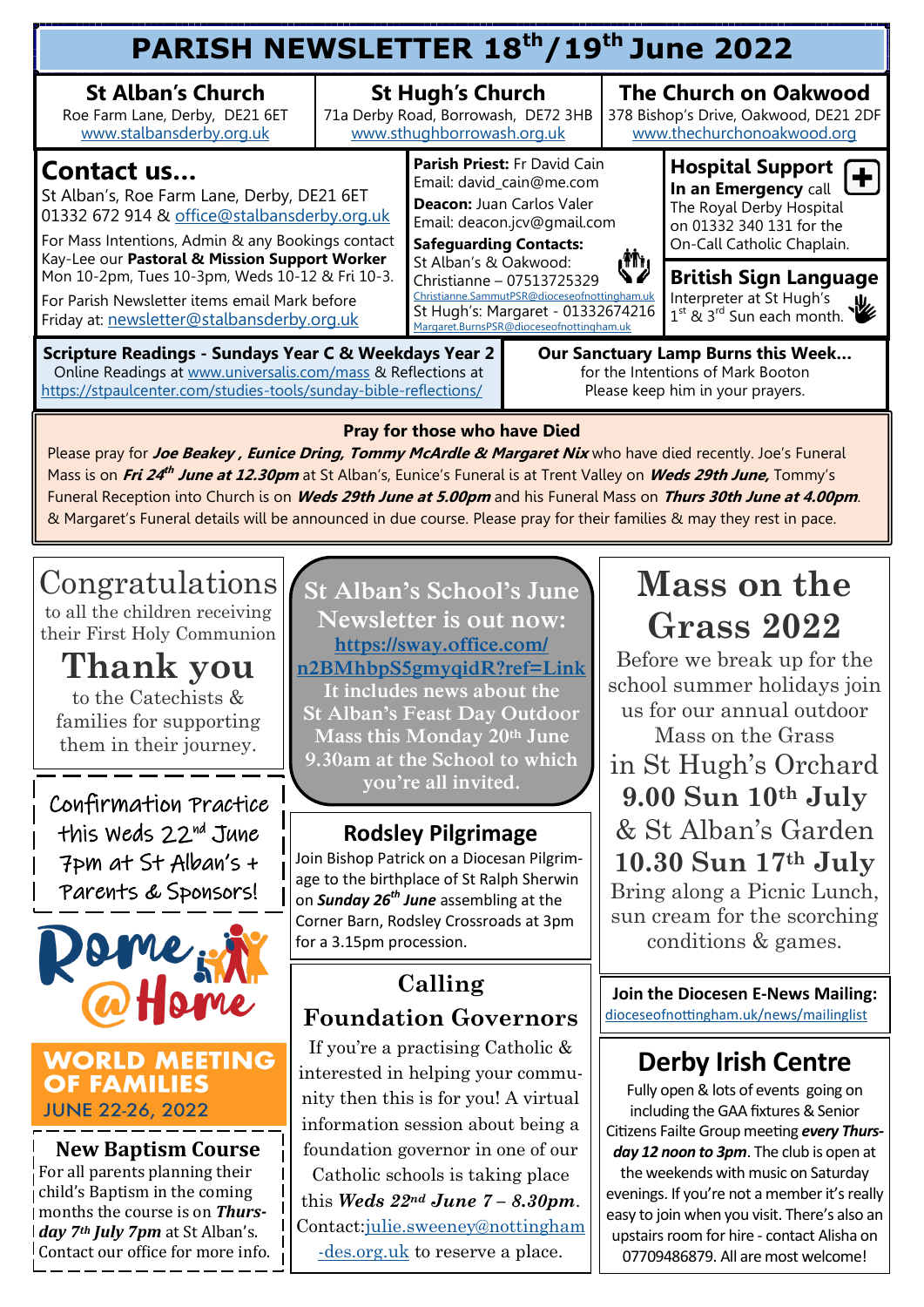# PARISH NEWSLETTER 18th/19th June 2022

**St Alban's Church**
Roe Farm Lane, Derby, DE21 6ET
www.stalbansderby.org.uk

**St Hugh's Church**
71a Derby Road, Borrowash, DE72 3HB
www.sthughborrowash.org.uk

**The Church on Oakwood**
378 Bishop's Drive, Oakwood, DE21 2DF
www.thechurchonoakwood.org

## Contact us...

St Alban's, Roe Farm Lane, Derby, DE21 6ET
01332 672 914 & office@stalbansderby.org.uk

For Mass Intentions, Admin & any Bookings contact Kay-Lee our **Pastoral & Mission Support Worker** Mon 10-2pm, Tues 10-3pm, Weds 10-12 & Fri 10-3.

For Parish Newsletter items email Mark before Friday at: newsletter@stalbansderby.org.uk

**Parish Priest:** Fr David Cain
Email: david_cain@me.com

**Deacon:** Juan Carlos Valer
Email: deacon.jcv@gmail.com

**Safeguarding Contacts:**
St Alban's & Oakwood: Christianne – 07513725329
Christianne.SammutPSR@dioceseofnottingham.uk
St Hugh's: Margaret - 01332674216
Margaret.BurnsPSR@dioceseofnottingham.uk

**Hospital Support**
**In an Emergency** call The Royal Derby Hospital on 01332 340 131 for the On-Call Catholic Chaplain.

**British Sign Language**
Interpreter at St Hugh's 1st & 3rd Sun each month.

**Scripture Readings - Sundays Year C & Weekdays Year 2**
Online Readings at www.universalis.com/mass & Reflections at https://stpaulcenter.com/studies-tools/sunday-bible-reflections/

**Our Sanctuary Lamp Burns this Week...**
for the Intentions of Mark Booton
Please keep him in your prayers.

**Pray for those who have Died**

Please pray for ***Joe Beakey , Eunice Dring, Tommy McArdle & Margaret Nix*** who have died recently. Joe's Funeral Mass is on ***Fri 24th June at 12.30pm*** at St Alban's, Eunice's Funeral is at Trent Valley on ***Weds 29th June,*** Tommy's Funeral Reception into Church is on ***Weds 29th June at 5.00pm*** and his Funeral Mass on ***Thurs 30th June at 4.00pm***. & Margaret's Funeral details will be announced in due course. Please pray for their families & may they rest in pace.

## Congratulations

to all the children receiving their First Holy Communion

## Thank you

to the Catechists & families for supporting them in their journey.

**Confirmation Practice this Weds 22nd June 7pm at St Alban's + Parents & Sponsors!**

**Rome @Home**
**WORLD MEETING OF FAMILIES**
**JUNE 22-26, 2022**

### New Baptism Course

For all parents planning their child's Baptism in the coming months the course is on ***Thursday 7th July 7pm*** at St Alban's. Contact our office for more info.

### St Alban's School's June Newsletter is out now:

**https://sway.office.com/n2BMhbpS5gmyqidR?ref=Link**

**It includes news about the St Alban's Feast Day Outdoor Mass this Monday 20th June 9.30am at the School to which you're all invited.**

### Rodsley Pilgrimage

Join Bishop Patrick on a Diocesan Pilgrimage to the birthplace of St Ralph Sherwin on ***Sunday 26th June*** assembling at the Corner Barn, Rodsley Crossroads at 3pm for a 3.15pm procession.

### Calling Foundation Governors

If you're a practising Catholic & interested in helping your community then this is for you! A virtual information session about being a foundation governor in one of our Catholic schools is taking place this ***Weds 22nd June 7 – 8.30pm***. Contact: julie.sweeney@nottingham-des.org.uk to reserve a place.

## Mass on the Grass 2022

Before we break up for the school summer holidays join us for our annual outdoor Mass on the Grass
in St Hugh's Orchard
**9.00 Sun 10th July**
& St Alban's Garden
**10.30 Sun 17th July**
Bring along a Picnic Lunch, sun cream for the scorching conditions & games.

**Join the Diocesen E-News Mailing:**
dioceseofnottingham.uk/news/mailinglist

### Derby Irish Centre

Fully open & lots of events going on including the GAA fixtures & Senior Citizens Failte Group meeting ***every Thursday 12 noon to 3pm***. The club is open at the weekends with music on Saturday evenings. If you're not a member it's really easy to join when you visit. There's also an upstairs room for hire - contact Alisha on 07709486879. All are most welcome!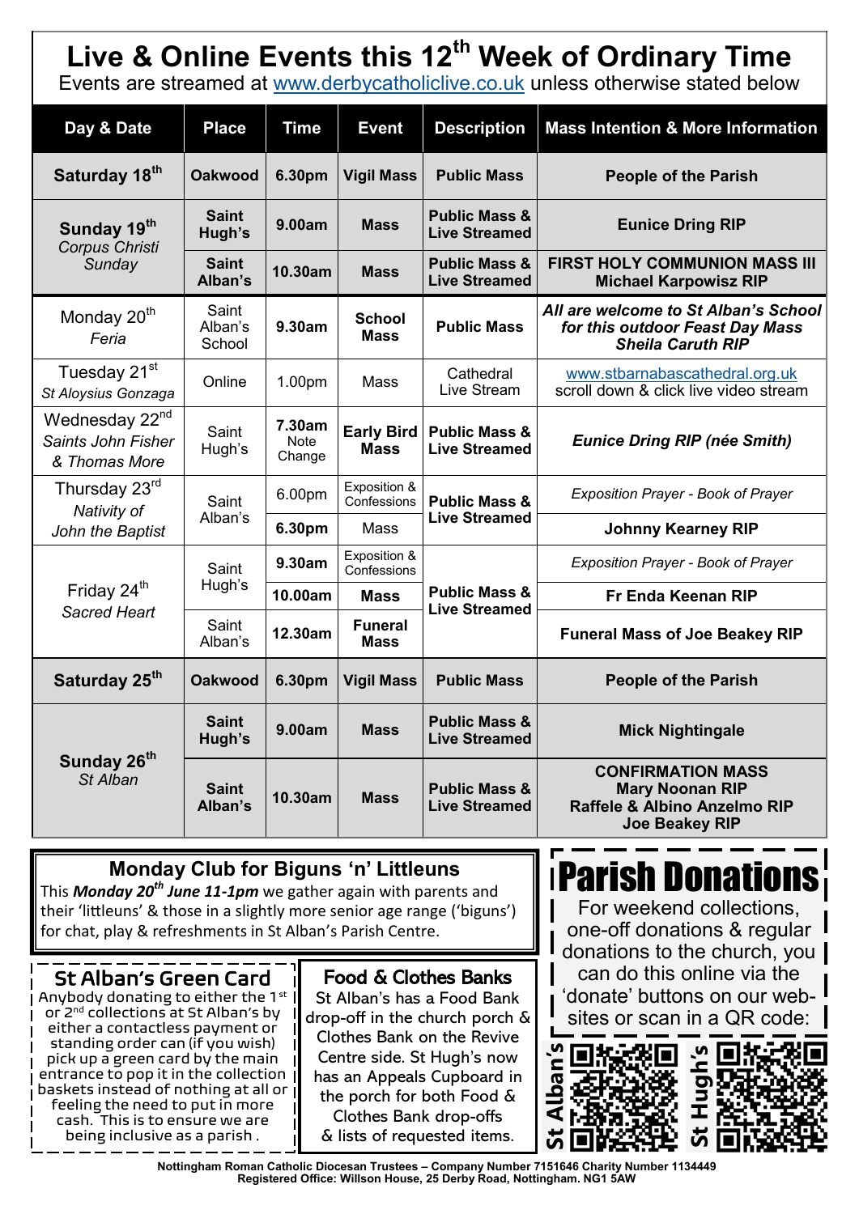# Live & Online Events this 12th Week of Ordinary Time

Events are streamed at www.derbycatholiclive.co.uk unless otherwise stated below

| Day & Date | Place | Time | Event | Description | Mass Intention & More Information |
|---|---|---|---|---|---|
| **Saturday 18th** | **Oakwood** | **6.30pm** | **Vigil Mass** | **Public Mass** | **People of the Parish** |
| **Sunday 19th** *Corpus Christi Sunday* | **Saint Hugh's** | **9.00am** | **Mass** | **Public Mass & Live Streamed** | **Eunice Dring RIP** |
| | **Saint Alban's** | **10.30am** | **Mass** | **Public Mass & Live Streamed** | **FIRST HOLY COMMUNION MASS III Michael Karpowisz RIP** |
| Monday 20th *Feria* | Saint Alban's School | **9.30am** | **School Mass** | **Public Mass** | ***All are welcome to St Alban's School for this outdoor Feast Day Mass Sheila Caruth RIP*** |
| Tuesday 21st *St Aloysius Gonzaga* | Online | 1.00pm | Mass | Cathedral Live Stream | www.stbarnabascathedral.org.uk scroll down & click live video stream |
| Wednesday 22nd *Saints John Fisher & Thomas More* | Saint Hugh's | **7.30am** Note Change | **Early Bird Mass** | **Public Mass & Live Streamed** | ***Eunice Dring RIP (née Smith)*** |
| Thursday 23rd *Nativity of John the Baptist* | Saint Alban's | 6.00pm | Exposition & Confessions | **Public Mass & Live Streamed** | *Exposition Prayer - Book of Prayer* |
| | | **6.30pm** | Mass | | **Johnny Kearney RIP** |
| Friday 24th *Sacred Heart* | Saint Hugh's | **9.30am** | Exposition & Confessions | **Public Mass & Live Streamed** | *Exposition Prayer - Book of Prayer* |
| | | **10.00am** | **Mass** | | **Fr Enda Keenan RIP** |
| | Saint Alban's | **12.30am** | **Funeral Mass** | | **Funeral Mass of Joe Beakey RIP** |
| **Saturday 25th** | **Oakwood** | **6.30pm** | **Vigil Mass** | **Public Mass** | **People of the Parish** |
| **Sunday 26th** *St Alban* | **Saint Hugh's** | **9.00am** | **Mass** | **Public Mass & Live Streamed** | **Mick Nightingale** |
| | **Saint Alban's** | **10.30am** | **Mass** | **Public Mass & Live Streamed** | **CONFIRMATION MASS Mary Noonan RIP Raffele & Albino Anzelmo RIP Joe Beakey RIP** |

## Monday Club for Biguns 'n' Littleuns

This ***Monday 20th June 11-1pm*** we gather again with parents and their 'littleuns' & those in a slightly more senior age range ('biguns') for chat, play & refreshments in St Alban's Parish Centre.

## St Alban's Green Card

Anybody donating to either the 1st or 2nd collections at St Alban's by either a contactless payment or standing order can (if you wish) pick up a green card by the main entrance to pop it in the collection baskets instead of nothing at all or feeling the need to put in more cash. This is to ensure we are being inclusive as a parish .

## Food & Clothes Banks

St Alban's has a Food Bank drop-off in the church porch & Clothes Bank on the Revive Centre side. St Hugh's now has an Appeals Cupboard in the porch for both Food & Clothes Bank drop-offs & lists of requested items.

## Parish Donations

For weekend collections, one-off donations & regular donations to the church, you can do this online via the 'donate' buttons on our websites or scan in a QR code:

St Alban's

St Hugh's

Nottingham Roman Catholic Diocesan Trustees – Company Number 7151646 Charity Number 1134449
Registered Office: Willson House, 25 Derby Road, Nottingham. NG1 5AW